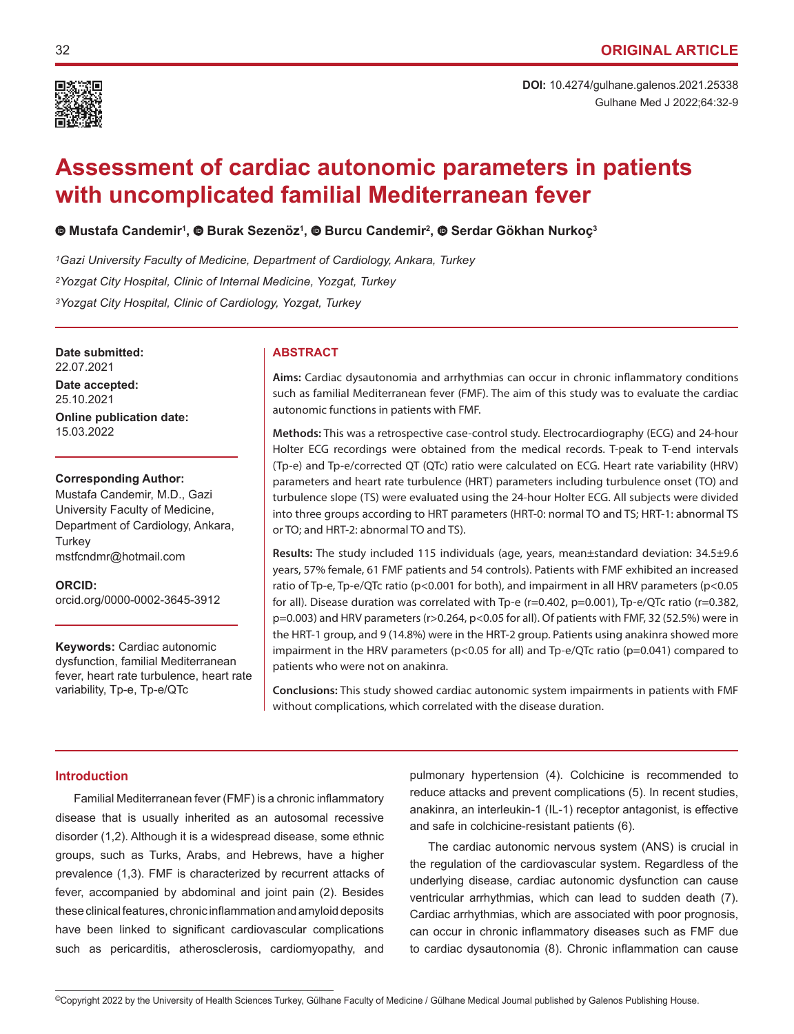**ORIGINAL ARTICLE**

**DOI:** 10.4274/gulhane.galenos.2021.25338

# Assessment of cardiac autonomic parameters in patients with uncomplicated familial Mediterranean fever

**Mustafa Candemir[1], Burak Sezenöz[1], Burcu Candemir[2], Serdar Gökhan Nurkoç[3]**

*[1]Gazi University Faculty of Medicine, Department of Cardiology, Ankara, Turkey*

*[2]Yozgat City Hospital, Clinic of Internal Medicine, Yozgat, Turkey*

*[3]Yozgat City Hospital, Clinic of Cardiology, Yozgat, Turkey*

**Date submitted:**
22.07.2021

**Date accepted:**
25.10.2021

**Online publication date:**
15.03.2022

**Corresponding Author:**
Mustafa Candemir, M.D., Gazi University Faculty of Medicine, Department of Cardiology, Ankara, Turkey
mstfcndmr@hotmail.com

**ORCID:**
orcid.org/0000-0002-3645-3912

**Keywords:** Cardiac autonomic dysfunction, familial Mediterranean fever, heart rate turbulence, heart rate variability, Tp-e, Tp-e/QTc

## ABSTRACT

**Aims:** Cardiac dysautonomia and arrhythmias can occur in chronic inflammatory conditions such as familial Mediterranean fever (FMF). The aim of this study was to evaluate the cardiac autonomic functions in patients with FMF.

**Methods:** This was a retrospective case-control study. Electrocardiography (ECG) and 24-hour Holter ECG recordings were obtained from the medical records. T-peak to T-end intervals (Tp-e) and Tp-e/corrected QT (QTc) ratio were calculated on ECG. Heart rate variability (HRV) parameters and heart rate turbulence (HRT) parameters including turbulence onset (TO) and turbulence slope (TS) were evaluated using the 24-hour Holter ECG. All subjects were divided into three groups according to HRT parameters (HRT-0: normal TO and TS; HRT-1: abnormal TS or TO; and HRT-2: abnormal TO and TS).

**Results:** The study included 115 individuals (age, years, mean±standard deviation: 34.5±9.6 years, 57% female, 61 FMF patients and 54 controls). Patients with FMF exhibited an increased ratio of Tp-e, Tp-e/QTc ratio ($p<0.001$ for both), and impairment in all HRV parameters ($p<0.05$ for all). Disease duration was correlated with Tp-e ($r=0.402$, $p=0.001$), Tp-e/QTc ratio ($r=0.382$, $p=0.003$) and HRV parameters ($r>0.264$, $p<0.05$ for all). Of patients with FMF, 32 (52.5%) were in the HRT-1 group, and 9 (14.8%) were in the HRT-2 group. Patients using anakinra showed more impairment in the HRV parameters ($p<0.05$ for all) and Tp-e/QTc ratio ($p=0.041$) compared to patients who were not on anakinra.

**Conclusions:** This study showed cardiac autonomic system impairments in patients with FMF without complications, which correlated with the disease duration.

## Introduction

Familial Mediterranean fever (FMF) is a chronic inflammatory disease that is usually inherited as an autosomal recessive disorder (1,2). Although it is a widespread disease, some ethnic groups, such as Turks, Arabs, and Hebrews, have a higher prevalence (1,3). FMF is characterized by recurrent attacks of fever, accompanied by abdominal and joint pain (2). Besides these clinical features, chronic inflammation and amyloid deposits have been linked to significant cardiovascular complications such as pericarditis, atherosclerosis, cardiomyopathy, and pulmonary hypertension (4). Colchicine is recommended to reduce attacks and prevent complications (5). In recent studies, anakinra, an interleukin-1 (IL-1) receptor antagonist, is effective and safe in colchicine-resistant patients (6).

The cardiac autonomic nervous system (ANS) is crucial in the regulation of the cardiovascular system. Regardless of the underlying disease, cardiac autonomic dysfunction can cause ventricular arrhythmias, which can lead to sudden death (7). Cardiac arrhythmias, which are associated with poor prognosis, can occur in chronic inflammatory diseases such as FMF due to cardiac dysautonomia (8). Chronic inflammation can cause

©Copyright 2022 by the University of Health Sciences Turkey, Gülhane Faculty of Medicine / Gülhane Medical Journal published by Galenos Publishing House.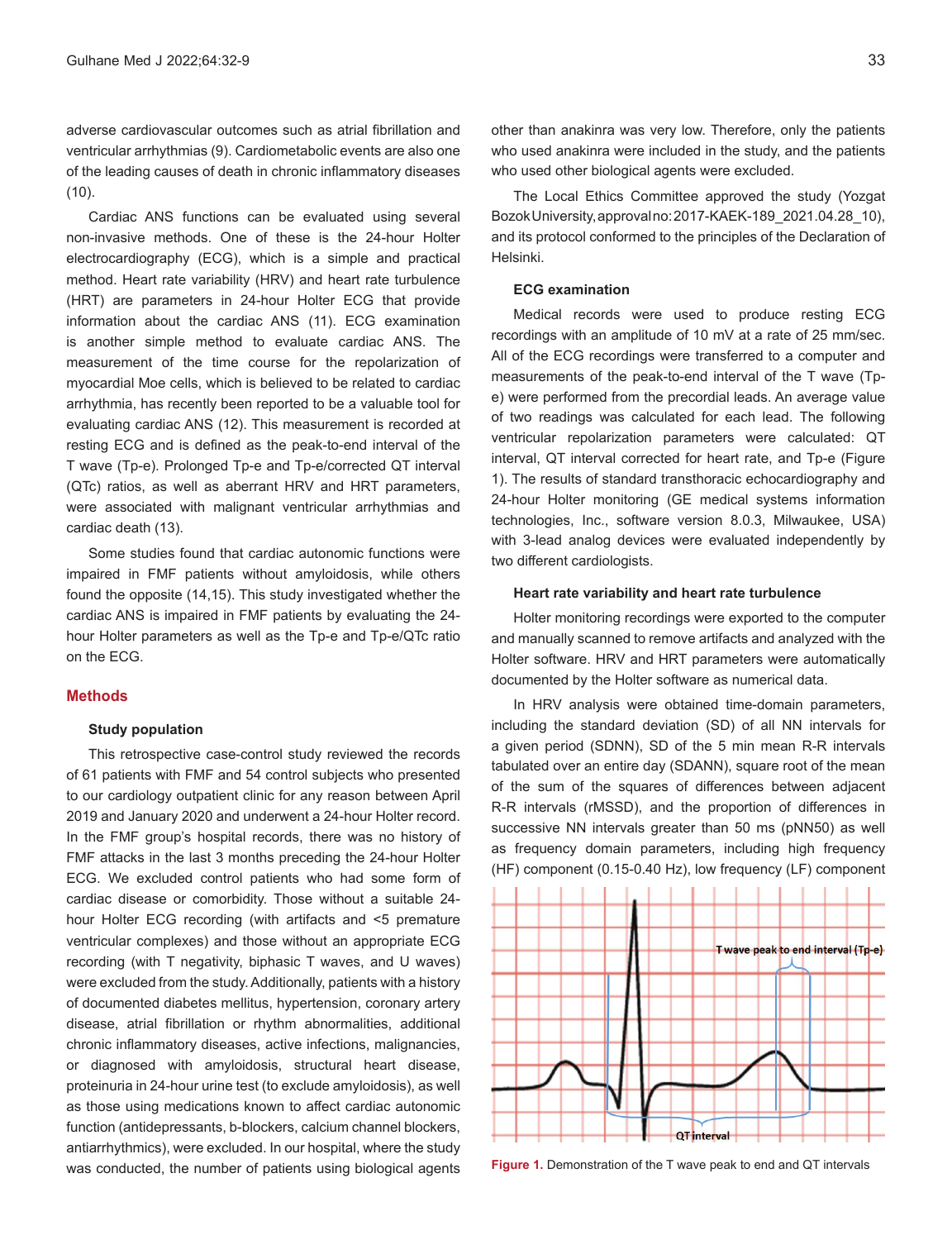adverse cardiovascular outcomes such as atrial fibrillation and ventricular arrhythmias (9). Cardiometabolic events are also one of the leading causes of death in chronic inflammatory diseases (10).

Cardiac ANS functions can be evaluated using several non-invasive methods. One of these is the 24-hour Holter electrocardiography (ECG), which is a simple and practical method. Heart rate variability (HRV) and heart rate turbulence (HRT) are parameters in 24-hour Holter ECG that provide information about the cardiac ANS (11). ECG examination is another simple method to evaluate cardiac ANS. The measurement of the time course for the repolarization of myocardial Moe cells, which is believed to be related to cardiac arrhythmia, has recently been reported to be a valuable tool for evaluating cardiac ANS (12). This measurement is recorded at resting ECG and is defined as the peak-to-end interval of the T wave (Tp-e). Prolonged Tp-e and Tp-e/corrected QT interval (QTc) ratios, as well as aberrant HRV and HRT parameters, were associated with malignant ventricular arrhythmias and cardiac death (13).

Some studies found that cardiac autonomic functions were impaired in FMF patients without amyloidosis, while others found the opposite (14,15). This study investigated whether the cardiac ANS is impaired in FMF patients by evaluating the 24-hour Holter parameters as well as the Tp-e and Tp-e/QTc ratio on the ECG.

## Methods

### Study population

This retrospective case-control study reviewed the records of 61 patients with FMF and 54 control subjects who presented to our cardiology outpatient clinic for any reason between April 2019 and January 2020 and underwent a 24-hour Holter record. In the FMF group's hospital records, there was no history of FMF attacks in the last 3 months preceding the 24-hour Holter ECG. We excluded control patients who had some form of cardiac disease or comorbidity. Those without a suitable 24-hour Holter ECG recording (with artifacts and <5 premature ventricular complexes) and those without an appropriate ECG recording (with T negativity, biphasic T waves, and U waves) were excluded from the study. Additionally, patients with a history of documented diabetes mellitus, hypertension, coronary artery disease, atrial fibrillation or rhythm abnormalities, additional chronic inflammatory diseases, active infections, malignancies, or diagnosed with amyloidosis, structural heart disease, proteinuria in 24-hour urine test (to exclude amyloidosis), as well as those using medications known to affect cardiac autonomic function (antidepressants, b-blockers, calcium channel blockers, antiarrhythmics), were excluded. In our hospital, where the study was conducted, the number of patients using biological agents other than anakinra was very low. Therefore, only the patients who used anakinra were included in the study, and the patients who used other biological agents were excluded.

The Local Ethics Committee approved the study (Yozgat Bozok University, approval no: 2017-KAEK-189_2021.04.28_10), and its protocol conformed to the principles of the Declaration of Helsinki.

### ECG examination

Medical records were used to produce resting ECG recordings with an amplitude of 10 mV at a rate of 25 mm/sec. All of the ECG recordings were transferred to a computer and measurements of the peak-to-end interval of the T wave (Tp-e) were performed from the precordial leads. An average value of two readings was calculated for each lead. The following ventricular repolarization parameters were calculated: QT interval, QT interval corrected for heart rate, and Tp-e (Figure 1). The results of standard transthoracic echocardiography and 24-hour Holter monitoring (GE medical systems information technologies, Inc., software version 8.0.3, Milwaukee, USA) with 3-lead analog devices were evaluated independently by two different cardiologists.

### Heart rate variability and heart rate turbulence

Holter monitoring recordings were exported to the computer and manually scanned to remove artifacts and analyzed with the Holter software. HRV and HRT parameters were automatically documented by the Holter software as numerical data.

In HRV analysis were obtained time-domain parameters, including the standard deviation (SD) of all NN intervals for a given period (SDNN), SD of the 5 min mean R-R intervals tabulated over an entire day (SDANN), square root of the mean of the sum of the squares of differences between adjacent R-R intervals (rMSSD), and the proportion of differences in successive NN intervals greater than 50 ms (pNN50) as well as frequency domain parameters, including high frequency (HF) component (0.15-0.40 Hz), low frequency (LF) component

**Figure 1.** Demonstration of the T wave peak to end and QT intervals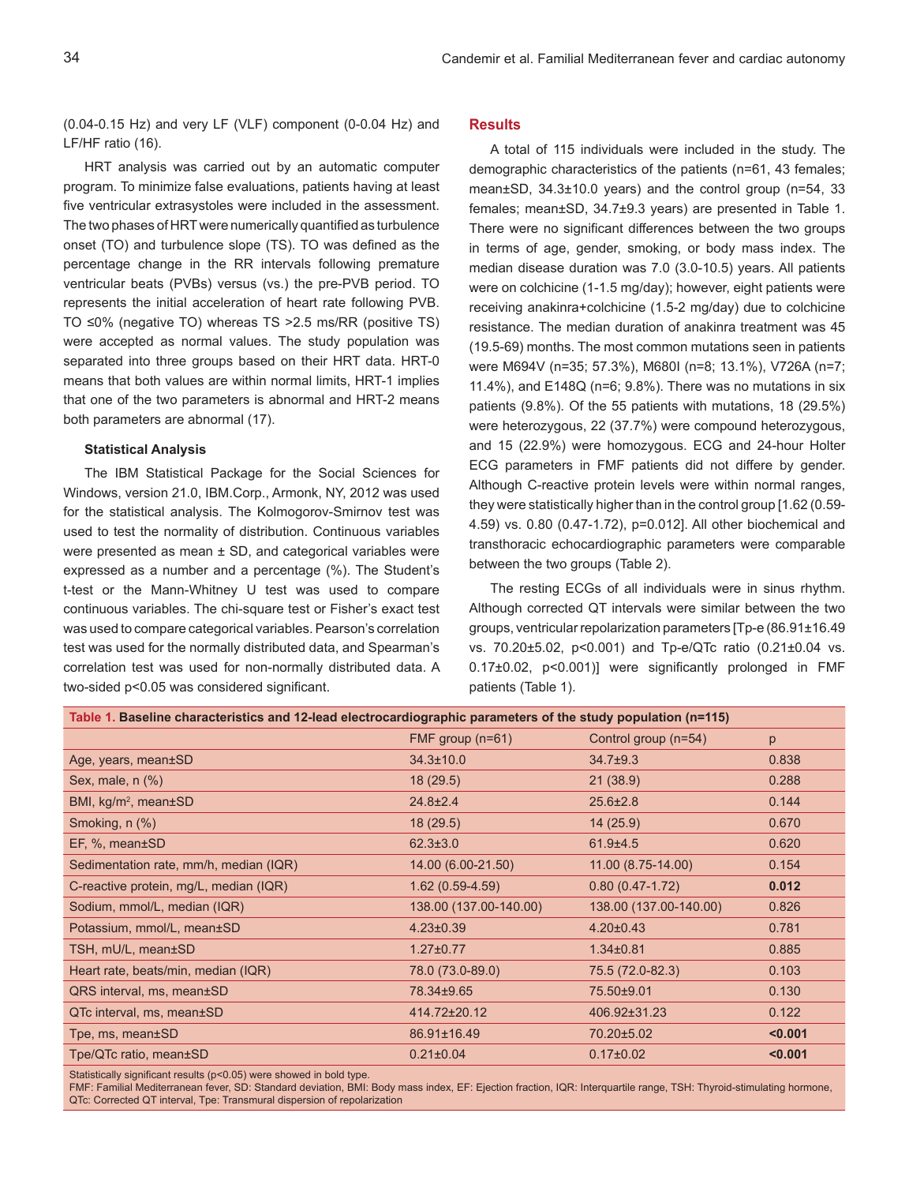(0.04-0.15 Hz) and very LF (VLF) component (0-0.04 Hz) and LF/HF ratio (16).

HRT analysis was carried out by an automatic computer program. To minimize false evaluations, patients having at least five ventricular extrasystoles were included in the assessment. The two phases of HRT were numerically quantified as turbulence onset (TO) and turbulence slope (TS). TO was defined as the percentage change in the RR intervals following premature ventricular beats (PVBs) versus (vs.) the pre-PVB period. TO represents the initial acceleration of heart rate following PVB. TO ≤0% (negative TO) whereas TS >2.5 ms/RR (positive TS) were accepted as normal values. The study population was separated into three groups based on their HRT data. HRT-0 means that both values are within normal limits, HRT-1 implies that one of the two parameters is abnormal and HRT-2 means both parameters are abnormal (17).

### Statistical Analysis

The IBM Statistical Package for the Social Sciences for Windows, version 21.0, IBM.Corp., Armonk, NY, 2012 was used for the statistical analysis. The Kolmogorov-Smirnov test was used to test the normality of distribution. Continuous variables were presented as mean ± SD, and categorical variables were expressed as a number and a percentage (%). The Student's t-test or the Mann-Whitney U test was used to compare continuous variables. The chi-square test or Fisher's exact test was used to compare categorical variables. Pearson's correlation test was used for the normally distributed data, and Spearman's correlation test was used for non-normally distributed data. A two-sided p<0.05 was considered significant.

## Results

A total of 115 individuals were included in the study. The demographic characteristics of the patients (n=61, 43 females; mean±SD, 34.3±10.0 years) and the control group (n=54, 33 females; mean±SD, 34.7±9.3 years) are presented in Table 1. There were no significant differences between the two groups in terms of age, gender, smoking, or body mass index. The median disease duration was 7.0 (3.0-10.5) years. All patients were on colchicine (1-1.5 mg/day); however, eight patients were receiving anakinra+colchicine (1.5-2 mg/day) due to colchicine resistance. The median duration of anakinra treatment was 45 (19.5-69) months. The most common mutations seen in patients were M694V (n=35; 57.3%), M680I (n=8; 13.1%), V726A (n=7; 11.4%), and E148Q (n=6; 9.8%). There was no mutations in six patients (9.8%). Of the 55 patients with mutations, 18 (29.5%) were heterozygous, 22 (37.7%) were compound heterozygous, and 15 (22.9%) were homozygous. ECG and 24-hour Holter ECG parameters in FMF patients did not differe by gender. Although C-reactive protein levels were within normal ranges, they were statistically higher than in the control group [1.62 (0.59-4.59) vs. 0.80 (0.47-1.72), p=0.012]. All other biochemical and transthoracic echocardiographic parameters were comparable between the two groups (Table 2).

The resting ECGs of all individuals were in sinus rhythm. Although corrected QT intervals were similar between the two groups, ventricular repolarization parameters [Tp-e (86.91±16.49 vs. 70.20±5.02, p<0.001) and Tp-e/QTc ratio (0.21±0.04 vs. 0.17±0.02, p<0.001)] were significantly prolonged in FMF patients (Table 1).

**Table 1. Baseline characteristics and 12-lead electrocardiographic parameters of the study population (n=115)**

| | FMF group (n=61) | Control group (n=54) | p |
|---|---|---|---|
| Age, years, mean±SD | 34.3±10.0 | 34.7±9.3 | 0.838 |
| Sex, male, n (%) | 18 (29.5) | 21 (38.9) | 0.288 |
| BMI, kg/m$^2$, mean±SD | 24.8±2.4 | 25.6±2.8 | 0.144 |
| Smoking, n (%) | 18 (29.5) | 14 (25.9) | 0.670 |
| EF, %, mean±SD | 62.3±3.0 | 61.9±4.5 | 0.620 |
| Sedimentation rate, mm/h, median (IQR) | 14.00 (6.00-21.50) | 11.00 (8.75-14.00) | 0.154 |
| C-reactive protein, mg/L, median (IQR) | 1.62 (0.59-4.59) | 0.80 (0.47-1.72) | **0.012** |
| Sodium, mmol/L, median (IQR) | 138.00 (137.00-140.00) | 138.00 (137.00-140.00) | 0.826 |
| Potassium, mmol/L, mean±SD | 4.23±0.39 | 4.20±0.43 | 0.781 |
| TSH, mU/L, mean±SD | 1.27±0.77 | 1.34±0.81 | 0.885 |
| Heart rate, beats/min, median (IQR) | 78.0 (73.0-89.0) | 75.5 (72.0-82.3) | 0.103 |
| QRS interval, ms, mean±SD | 78.34±9.65 | 75.50±9.01 | 0.130 |
| QTc interval, ms, mean±SD | 414.72±20.12 | 406.92±31.23 | 0.122 |
| Tpe, ms, mean±SD | 86.91±16.49 | 70.20±5.02 | **<0.001** |
| Tpe/QTc ratio, mean±SD | 0.21±0.04 | 0.17±0.02 | **<0.001** |

Statistically significant results (p<0.05) were showed in bold type.
FMF: Familial Mediterranean fever, SD: Standard deviation, BMI: Body mass index, EF: Ejection fraction, IQR: Interquartile range, TSH: Thyroid-stimulating hormone, QTc: Corrected QT interval, Tpe: Transmural dispersion of repolarization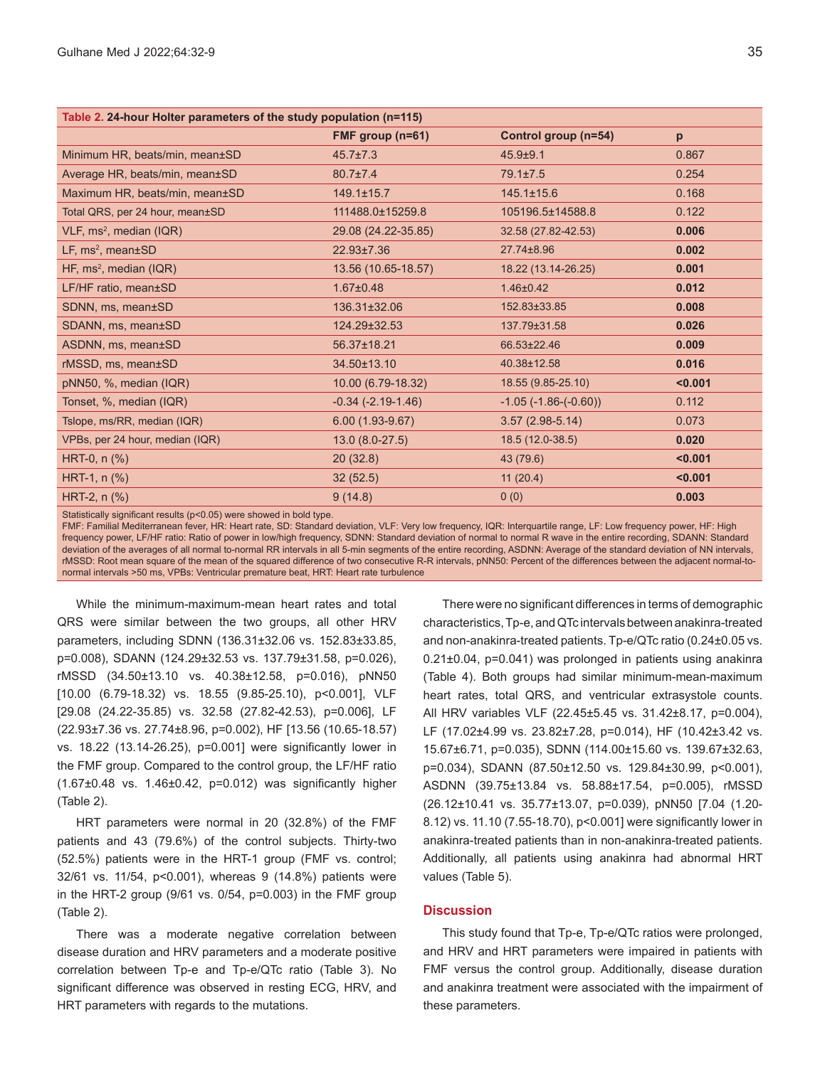**Table 2. 24-hour Holter parameters of the study population (n=115)**

| | FMF group (n=61) | Control group (n=54) | p |
|---|---|---|---|
| Minimum HR, beats/min, mean±SD | 45.7±7.3 | 45.9±9.1 | 0.867 |
| Average HR, beats/min, mean±SD | 80.7±7.4 | 79.1±7.5 | 0.254 |
| Maximum HR, beats/min, mean±SD | 149.1±15.7 | 145.1±15.6 | 0.168 |
| Total QRS, per 24 hour, mean±SD | 111488.0±15259.8 | 105196.5±14588.8 | 0.122 |
| VLF, $ms^2$, median (IQR) | 29.08 (24.22-35.85) | 32.58 (27.82-42.53) | **0.006** |
| LF, $ms^2$, mean±SD | 22.93±7.36 | 27.74±8.96 | **0.002** |
| HF, $ms^2$, median (IQR) | 13.56 (10.65-18.57) | 18.22 (13.14-26.25) | **0.001** |
| LF/HF ratio, mean±SD | 1.67±0.48 | 1.46±0.42 | **0.012** |
| SDNN, ms, mean±SD | 136.31±32.06 | 152.83±33.85 | **0.008** |
| SDANN, ms, mean±SD | 124.29±32.53 | 137.79±31.58 | **0.026** |
| ASDNN, ms, mean±SD | 56.37±18.21 | 66.53±22.46 | **0.009** |
| rMSSD, ms, mean±SD | 34.50±13.10 | 40.38±12.58 | **0.016** |
| pNN50, %, median (IQR) | 10.00 (6.79-18.32) | 18.55 (9.85-25.10) | **<0.001** |
| Tonset, %, median (IQR) | -0.34 (-2.19-1.46) | -1.05 (-1.86-(-0.60)) | 0.112 |
| Tslope, ms/RR, median (IQR) | 6.00 (1.93-9.67) | 3.57 (2.98-5.14) | 0.073 |
| VPBs, per 24 hour, median (IQR) | 13.0 (8.0-27.5) | 18.5 (12.0-38.5) | **0.020** |
| HRT-0, n (%) | 20 (32.8) | 43 (79.6) | **<0.001** |
| HRT-1, n (%) | 32 (52.5) | 11 (20.4) | **<0.001** |
| HRT-2, n (%) | 9 (14.8) | 0 (0) | **0.003** |

Statistically significant results (p<0.05) were showed in bold type.
FMF: Familial Mediterranean fever, HR: Heart rate, SD: Standard deviation, VLF: Very low frequency, IQR: Interquartile range, LF: Low frequency power, HF: High frequency power, LF/HF ratio: Ratio of power in low/high frequency, SDNN: Standard deviation of normal to normal R wave in the entire recording, SDANN: Standard deviation of the averages of all normal to-normal RR intervals in all 5-min segments of the entire recording, ASDNN: Average of the standard deviation of NN intervals, rMSSD: Root mean square of the mean of the squared difference of two consecutive R-R intervals, pNN50: Percent of the differences between the adjacent normal-to-normal intervals >50 ms, VPBs: Ventricular premature beat, HRT: Heart rate turbulence

While the minimum-maximum-mean heart rates and total QRS were similar between the two groups, all other HRV parameters, including SDNN (136.31±32.06 vs. 152.83±33.85, p=0.008), SDANN (124.29±32.53 vs. 137.79±31.58, p=0.026), rMSSD (34.50±13.10 vs. 40.38±12.58, p=0.016), pNN50 [10.00 (6.79-18.32) vs. 18.55 (9.85-25.10), p<0.001], VLF [29.08 (24.22-35.85) vs. 32.58 (27.82-42.53), p=0.006], LF (22.93±7.36 vs. 27.74±8.96, p=0.002), HF [13.56 (10.65-18.57) vs. 18.22 (13.14-26.25), p=0.001] were significantly lower in the FMF group. Compared to the control group, the LF/HF ratio (1.67±0.48 vs. 1.46±0.42, p=0.012) was significantly higher (Table 2).

HRT parameters were normal in 20 (32.8%) of the FMF patients and 43 (79.6%) of the control subjects. Thirty-two (52.5%) patients were in the HRT-1 group (FMF vs. control; 32/61 vs. 11/54, p<0.001), whereas 9 (14.8%) patients were in the HRT-2 group (9/61 vs. 0/54, p=0.003) in the FMF group (Table 2).

There was a moderate negative correlation between disease duration and HRV parameters and a moderate positive correlation between Tp-e and Tp-e/QTc ratio (Table 3). No significant difference was observed in resting ECG, HRV, and HRT parameters with regards to the mutations.

There were no significant differences in terms of demographic characteristics, Tp-e, and QTc intervals between anakinra-treated and non-anakinra-treated patients. Tp-e/QTc ratio (0.24±0.05 vs. 0.21±0.04, p=0.041) was prolonged in patients using anakinra (Table 4). Both groups had similar minimum-mean-maximum heart rates, total QRS, and ventricular extrasystole counts. All HRV variables VLF (22.45±5.45 vs. 31.42±8.17, p=0.004), LF (17.02±4.99 vs. 23.82±7.28, p=0.014), HF (10.42±3.42 vs. 15.67±6.71, p=0.035), SDNN (114.00±15.60 vs. 139.67±32.63, p=0.034), SDANN (87.50±12.50 vs. 129.84±30.99, p<0.001), ASDNN (39.75±13.84 vs. 58.88±17.54, p=0.005), rMSSD (26.12±10.41 vs. 35.77±13.07, p=0.039), pNN50 [7.04 (1.20-8.12) vs. 11.10 (7.55-18.70), p<0.001] were significantly lower in anakinra-treated patients than in non-anakinra-treated patients. Additionally, all patients using anakinra had abnormal HRT values (Table 5).

## Discussion

This study found that Tp-e, Tp-e/QTc ratios were prolonged, and HRV and HRT parameters were impaired in patients with FMF versus the control group. Additionally, disease duration and anakinra treatment were associated with the impairment of these parameters.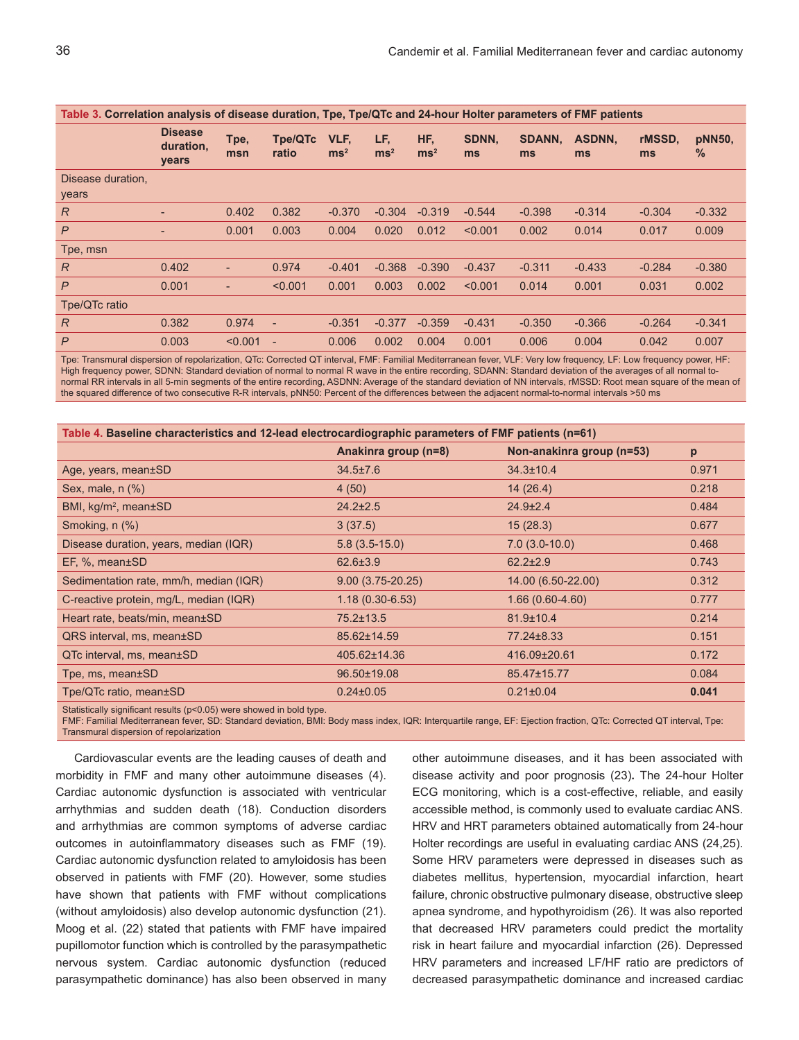**Table 3. Correlation analysis of disease duration, Tpe, Tpe/QTc and 24-hour Holter parameters of FMF patients**

| | Disease duration, years | Tpe, msn | Tpe/QTc ratio | VLF, $ms^2$ | LF, $ms^2$ | HF, $ms^2$ | SDNN, ms | SDANN, ms | ASDNN, ms | rMSSD, ms | pNN50, % |
|---|---|---|---|---|---|---|---|---|---|---|---|
| Disease duration, years | | | | | | | | | | | |
| *R* | - | 0.402 | 0.382 | -0.370 | -0.304 | -0.319 | -0.544 | -0.398 | -0.314 | -0.304 | -0.332 |
| *P* | - | 0.001 | 0.003 | 0.004 | 0.020 | 0.012 | <0.001 | 0.002 | 0.014 | 0.017 | 0.009 |
| Tpe, msn | | | | | | | | | | | |
| *R* | 0.402 | - | 0.974 | -0.401 | -0.368 | -0.390 | -0.437 | -0.311 | -0.433 | -0.284 | -0.380 |
| *P* | 0.001 | - | <0.001 | 0.001 | 0.003 | 0.002 | <0.001 | 0.014 | 0.001 | 0.031 | 0.002 |
| Tpe/QTc ratio | | | | | | | | | | | |
| *R* | 0.382 | 0.974 | - | -0.351 | -0.377 | -0.359 | -0.431 | -0.350 | -0.366 | -0.264 | -0.341 |
| *P* | 0.003 | <0.001 | - | 0.006 | 0.002 | 0.004 | 0.001 | 0.006 | 0.004 | 0.042 | 0.007 |

Tpe: Transmural dispersion of repolarization, QTc: Corrected QT interval, FMF: Familial Mediterranean fever, VLF: Very low frequency, LF: Low frequency power, HF: High frequency power, SDNN: Standard deviation of normal to normal R wave in the entire recording, SDANN: Standard deviation of the averages of all normal to-normal RR intervals in all 5-min segments of the entire recording, ASDNN: Average of the standard deviation of NN intervals, rMSSD: Root mean square of the mean of the squared difference of two consecutive R-R intervals, pNN50: Percent of the differences between the adjacent normal-to-normal intervals >50 ms

**Table 4. Baseline characteristics and 12-lead electrocardiographic parameters of FMF patients (n=61)**

| | Anakinra group (n=8) | Non-anakinra group (n=53) | p |
|---|---|---|---|
| Age, years, mean±SD | 34.5±7.6 | 34.3±10.4 | 0.971 |
| Sex, male, n (%) | 4 (50) | 14 (26.4) | 0.218 |
| BMI, kg/$m^2$, mean±SD | 24.2±2.5 | 24.9±2.4 | 0.484 |
| Smoking, n (%) | 3 (37.5) | 15 (28.3) | 0.677 |
| Disease duration, years, median (IQR) | 5.8 (3.5-15.0) | 7.0 (3.0-10.0) | 0.468 |
| EF, %, mean±SD | 62.6±3.9 | 62.2±2.9 | 0.743 |
| Sedimentation rate, mm/h, median (IQR) | 9.00 (3.75-20.25) | 14.00 (6.50-22.00) | 0.312 |
| C-reactive protein, mg/L, median (IQR) | 1.18 (0.30-6.53) | 1.66 (0.60-4.60) | 0.777 |
| Heart rate, beats/min, mean±SD | 75.2±13.5 | 81.9±10.4 | 0.214 |
| QRS interval, ms, mean±SD | 85.62±14.59 | 77.24±8.33 | 0.151 |
| QTc interval, ms, mean±SD | 405.62±14.36 | 416.09±20.61 | 0.172 |
| Tpe, ms, mean±SD | 96.50±19.08 | 85.47±15.77 | 0.084 |
| Tpe/QTc ratio, mean±SD | 0.24±0.05 | 0.21±0.04 | **0.041** |

Statistically significant results (p<0.05) were showed in bold type.
FMF: Familial Mediterranean fever, SD: Standard deviation, BMI: Body mass index, IQR: Interquartile range, EF: Ejection fraction, QTc: Corrected QT interval, Tpe: Transmural dispersion of repolarization

Cardiovascular events are the leading causes of death and morbidity in FMF and many other autoimmune diseases (4). Cardiac autonomic dysfunction is associated with ventricular arrhythmias and sudden death (18). Conduction disorders and arrhythmias are common symptoms of adverse cardiac outcomes in autoinflammatory diseases such as FMF (19). Cardiac autonomic dysfunction related to amyloidosis has been observed in patients with FMF (20). However, some studies have shown that patients with FMF without complications (without amyloidosis) also develop autonomic dysfunction (21). Moog et al. (22) stated that patients with FMF have impaired pupillomotor function which is controlled by the parasympathetic nervous system. Cardiac autonomic dysfunction (reduced parasympathetic dominance) has also been observed in many other autoimmune diseases, and it has been associated with disease activity and poor prognosis (23). The 24-hour Holter ECG monitoring, which is a cost-effective, reliable, and easily accessible method, is commonly used to evaluate cardiac ANS. HRV and HRT parameters obtained automatically from 24-hour Holter recordings are useful in evaluating cardiac ANS (24,25). Some HRV parameters were depressed in diseases such as diabetes mellitus, hypertension, myocardial infarction, heart failure, chronic obstructive pulmonary disease, obstructive sleep apnea syndrome, and hypothyroidism (26). It was also reported that decreased HRV parameters could predict the mortality risk in heart failure and myocardial infarction (26). Depressed HRV parameters and increased LF/HF ratio are predictors of decreased parasympathetic dominance and increased cardiac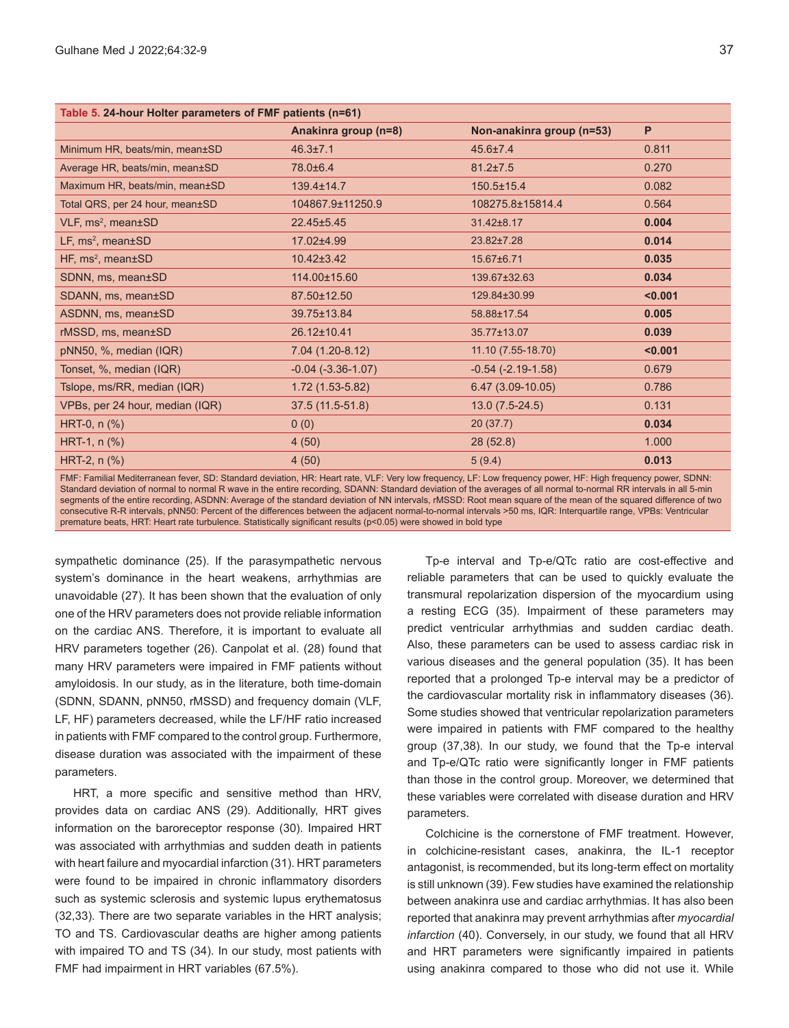**Table 5. 24-hour Holter parameters of FMF patients (n=61)**

| | Anakinra group (n=8) | Non-anakinra group (n=53) | P |
|---|---|---|---|
| Minimum HR, beats/min, mean±SD | 46.3±7.1 | 45.6±7.4 | 0.811 |
| Average HR, beats/min, mean±SD | 78.0±6.4 | 81.2±7.5 | 0.270 |
| Maximum HR, beats/min, mean±SD | 139.4±14.7 | 150.5±15.4 | 0.082 |
| Total QRS, per 24 hour, mean±SD | 104867.9±11250.9 | 108275.8±15814.4 | 0.564 |
| VLF, ms$^2$, mean±SD | 22.45±5.45 | 31.42±8.17 | **0.004** |
| LF, ms$^2$, mean±SD | 17.02±4.99 | 23.82±7.28 | **0.014** |
| HF, ms$^2$, mean±SD | 10.42±3.42 | 15.67±6.71 | **0.035** |
| SDNN, ms, mean±SD | 114.00±15.60 | 139.67±32.63 | **0.034** |
| SDANN, ms, mean±SD | 87.50±12.50 | 129.84±30.99 | **<0.001** |
| ASDNN, ms, mean±SD | 39.75±13.84 | 58.88±17.54 | **0.005** |
| rMSSD, ms, mean±SD | 26.12±10.41 | 35.77±13.07 | **0.039** |
| pNN50, %, median (IQR) | 7.04 (1.20-8.12) | 11.10 (7.55-18.70) | **<0.001** |
| Tonset, %, median (IQR) | -0.04 (-3.36-1.07) | -0.54 (-2.19-1.58) | 0.679 |
| Tslope, ms/RR, median (IQR) | 1.72 (1.53-5.82) | 6.47 (3.09-10.05) | 0.786 |
| VPBs, per 24 hour, median (IQR) | 37.5 (11.5-51.8) | 13.0 (7.5-24.5) | 0.131 |
| HRT-0, n (%) | 0 (0) | 20 (37.7) | **0.034** |
| HRT-1, n (%) | 4 (50) | 28 (52.8) | 1.000 |
| HRT-2, n (%) | 4 (50) | 5 (9.4) | **0.013** |

FMF: Familial Mediterranean fever, SD: Standard deviation, HR: Heart rate, VLF: Very low frequency, LF: Low frequency power, HF: High frequency power, SDNN: Standard deviation of normal to normal R wave in the entire recording, SDANN: Standard deviation of the averages of all normal to-normal RR intervals in all 5-min segments of the entire recording, ASDNN: Average of the standard deviation of NN intervals, rMSSD: Root mean square of the mean of the squared difference of two consecutive R-R intervals, pNN50: Percent of the differences between the adjacent normal-to-normal intervals >50 ms, IQR: Interquartile range, VPBs: Ventricular premature beats, HRT: Heart rate turbulence. Statistically significant results (p<0.05) were showed in bold type

sympathetic dominance (25). If the parasympathetic nervous system's dominance in the heart weakens, arrhythmias are unavoidable (27). It has been shown that the evaluation of only one of the HRV parameters does not provide reliable information on the cardiac ANS. Therefore, it is important to evaluate all HRV parameters together (26). Canpolat et al. (28) found that many HRV parameters were impaired in FMF patients without amyloidosis. In our study, as in the literature, both time-domain (SDNN, SDANN, pNN50, rMSSD) and frequency domain (VLF, LF, HF) parameters decreased, while the LF/HF ratio increased in patients with FMF compared to the control group. Furthermore, disease duration was associated with the impairment of these parameters.

HRT, a more specific and sensitive method than HRV, provides data on cardiac ANS (29). Additionally, HRT gives information on the baroreceptor response (30). Impaired HRT was associated with arrhythmias and sudden death in patients with heart failure and myocardial infarction (31). HRT parameters were found to be impaired in chronic inflammatory disorders such as systemic sclerosis and systemic lupus erythematosus (32,33). There are two separate variables in the HRT analysis; TO and TS. Cardiovascular deaths are higher among patients with impaired TO and TS (34). In our study, most patients with FMF had impairment in HRT variables (67.5%).

Tp-e interval and Tp-e/QTc ratio are cost-effective and reliable parameters that can be used to quickly evaluate the transmural repolarization dispersion of the myocardium using a resting ECG (35). Impairment of these parameters may predict ventricular arrhythmias and sudden cardiac death. Also, these parameters can be used to assess cardiac risk in various diseases and the general population (35). It has been reported that a prolonged Tp-e interval may be a predictor of the cardiovascular mortality risk in inflammatory diseases (36). Some studies showed that ventricular repolarization parameters were impaired in patients with FMF compared to the healthy group (37,38). In our study, we found that the Tp-e interval and Tp-e/QTc ratio were significantly longer in FMF patients than those in the control group. Moreover, we determined that these variables were correlated with disease duration and HRV parameters.

Colchicine is the cornerstone of FMF treatment. However, in colchicine-resistant cases, anakinra, the IL-1 receptor antagonist, is recommended, but its long-term effect on mortality is still unknown (39). Few studies have examined the relationship between anakinra use and cardiac arrhythmias. It has also been reported that anakinra may prevent arrhythmias after *myocardial infarction* (40). Conversely, in our study, we found that all HRV and HRT parameters were significantly impaired in patients using anakinra compared to those who did not use it. While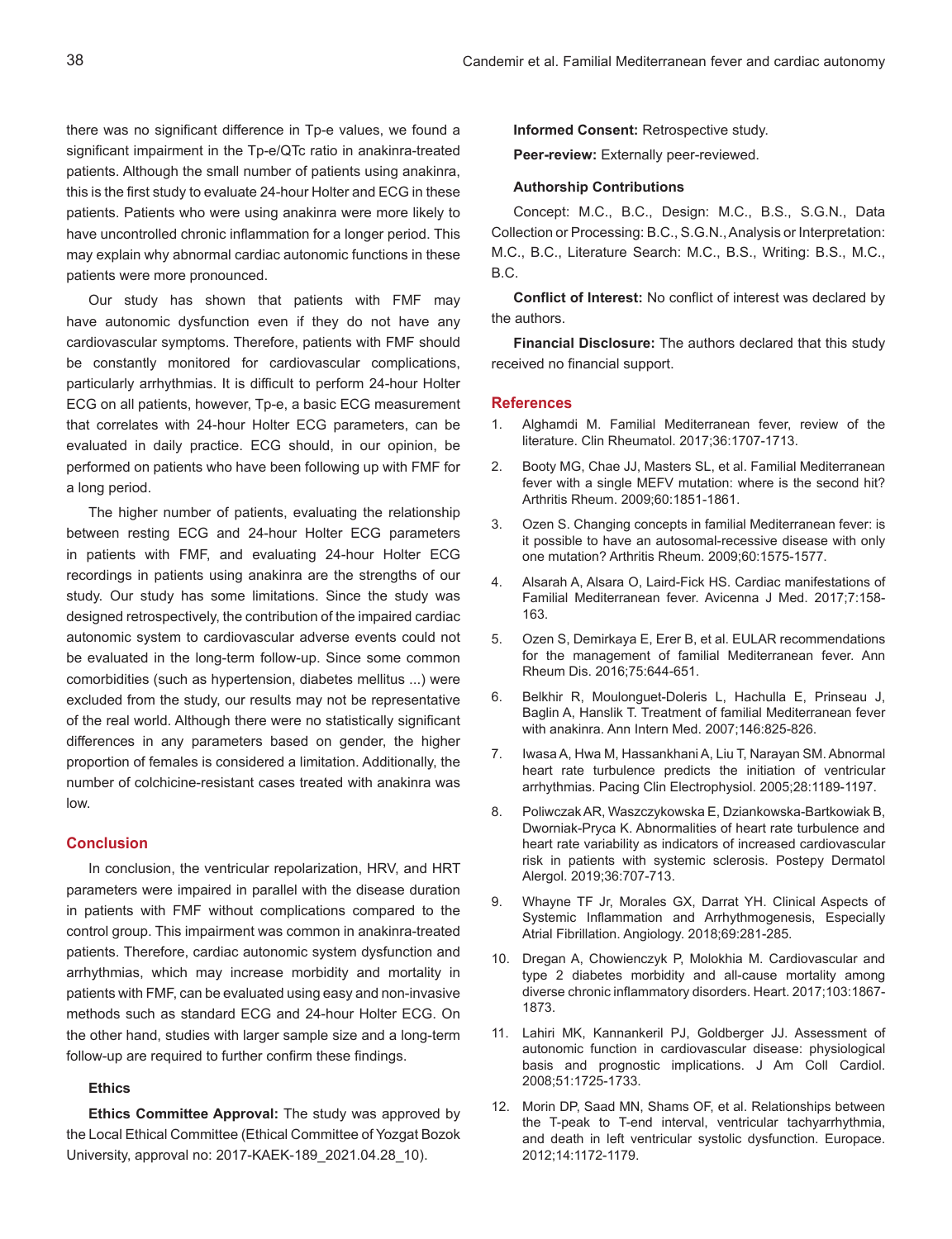there was no significant difference in Tp-e values, we found a significant impairment in the Tp-e/QTc ratio in anakinra-treated patients. Although the small number of patients using anakinra, this is the first study to evaluate 24-hour Holter and ECG in these patients. Patients who were using anakinra were more likely to have uncontrolled chronic inflammation for a longer period. This may explain why abnormal cardiac autonomic functions in these patients were more pronounced.

Our study has shown that patients with FMF may have autonomic dysfunction even if they do not have any cardiovascular symptoms. Therefore, patients with FMF should be constantly monitored for cardiovascular complications, particularly arrhythmias. It is difficult to perform 24-hour Holter ECG on all patients, however, Tp-e, a basic ECG measurement that correlates with 24-hour Holter ECG parameters, can be evaluated in daily practice. ECG should, in our opinion, be performed on patients who have been following up with FMF for a long period.

The higher number of patients, evaluating the relationship between resting ECG and 24-hour Holter ECG parameters in patients with FMF, and evaluating 24-hour Holter ECG recordings in patients using anakinra are the strengths of our study. Our study has some limitations. Since the study was designed retrospectively, the contribution of the impaired cardiac autonomic system to cardiovascular adverse events could not be evaluated in the long-term follow-up. Since some common comorbidities (such as hypertension, diabetes mellitus ...) were excluded from the study, our results may not be representative of the real world. Although there were no statistically significant differences in any parameters based on gender, the higher proportion of females is considered a limitation. Additionally, the number of colchicine-resistant cases treated with anakinra was low.

## Conclusion

In conclusion, the ventricular repolarization, HRV, and HRT parameters were impaired in parallel with the disease duration in patients with FMF without complications compared to the control group. This impairment was common in anakinra-treated patients. Therefore, cardiac autonomic system dysfunction and arrhythmias, which may increase morbidity and mortality in patients with FMF, can be evaluated using easy and non-invasive methods such as standard ECG and 24-hour Holter ECG. On the other hand, studies with larger sample size and a long-term follow-up are required to further confirm these findings.

### Ethics

**Ethics Committee Approval:** The study was approved by the Local Ethical Committee (Ethical Committee of Yozgat Bozok University, approval no: 2017-KAEK-189_2021.04.28_10).

**Informed Consent:** Retrospective study.

**Peer-review:** Externally peer-reviewed.

### Authorship Contributions

Concept: M.C., B.C., Design: M.C., B.S., S.G.N., Data Collection or Processing: B.C., S.G.N., Analysis or Interpretation: M.C., B.C., Literature Search: M.C., B.S., Writing: B.S., M.C., B.C.

**Conflict of Interest:** No conflict of interest was declared by the authors.

**Financial Disclosure:** The authors declared that this study received no financial support.

## References

1. Alghamdi M. Familial Mediterranean fever, review of the literature. Clin Rheumatol. 2017;36:1707-1713.
2. Booty MG, Chae JJ, Masters SL, et al. Familial Mediterranean fever with a single MEFV mutation: where is the second hit? Arthritis Rheum. 2009;60:1851-1861.
3. Ozen S. Changing concepts in familial Mediterranean fever: is it possible to have an autosomal-recessive disease with only one mutation? Arthritis Rheum. 2009;60:1575-1577.
4. Alsarah A, Alsara O, Laird-Fick HS. Cardiac manifestations of Familial Mediterranean fever. Avicenna J Med. 2017;7:158-163.
5. Ozen S, Demirkaya E, Erer B, et al. EULAR recommendations for the management of familial Mediterranean fever. Ann Rheum Dis. 2016;75:644-651.
6. Belkhir R, Moulonguet-Doleris L, Hachulla E, Prinseau J, Baglin A, Hanslik T. Treatment of familial Mediterranean fever with anakinra. Ann Intern Med. 2007;146:825-826.
7. Iwasa A, Hwa M, Hassankhani A, Liu T, Narayan SM. Abnormal heart rate turbulence predicts the initiation of ventricular arrhythmias. Pacing Clin Electrophysiol. 2005;28:1189-1197.
8. Poliwczak AR, Waszczykowska E, Dziankowska-Bartkowiak B, Dworniak-Pryca K. Abnormalities of heart rate turbulence and heart rate variability as indicators of increased cardiovascular risk in patients with systemic sclerosis. Postepy Dermatol Alergol. 2019;36:707-713.
9. Whayne TF Jr, Morales GX, Darrat YH. Clinical Aspects of Systemic Inflammation and Arrhythmogenesis, Especially Atrial Fibrillation. Angiology. 2018;69:281-285.
10. Dregan A, Chowienczyk P, Molokhia M. Cardiovascular and type 2 diabetes morbidity and all-cause mortality among diverse chronic inflammatory disorders. Heart. 2017;103:1867-1873.
11. Lahiri MK, Kannankeril PJ, Goldberger JJ. Assessment of autonomic function in cardiovascular disease: physiological basis and prognostic implications. J Am Coll Cardiol. 2008;51:1725-1733.
12. Morin DP, Saad MN, Shams OF, et al. Relationships between the T-peak to T-end interval, ventricular tachyarrhythmia, and death in left ventricular systolic dysfunction. Europace. 2012;14:1172-1179.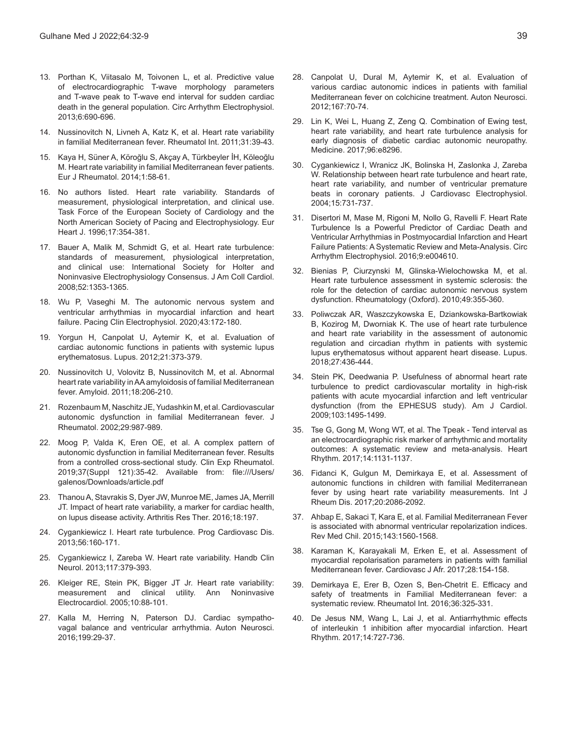13. Porthan K, Viitasalo M, Toivonen L, et al. Predictive value of electrocardiographic T-wave morphology parameters and T-wave peak to T-wave end interval for sudden cardiac death in the general population. Circ Arrhythm Electrophysiol. 2013;6:690-696.

14. Nussinovitch N, Livneh A, Katz K, et al. Heart rate variability in familial Mediterranean fever. Rheumatol Int. 2011;31:39-43.

15. Kaya H, Süner A, Köroğlu S, Akçay A, Türkbeyler İH, Köleoğlu M. Heart rate variability in familial Mediterranean fever patients. Eur J Rheumatol. 2014;1:58-61.

16. No authors listed. Heart rate variability. Standards of measurement, physiological interpretation, and clinical use. Task Force of the European Society of Cardiology and the North American Society of Pacing and Electrophysiology. Eur Heart J. 1996;17:354-381.

17. Bauer A, Malik M, Schmidt G, et al. Heart rate turbulence: standards of measurement, physiological interpretation, and clinical use: International Society for Holter and Noninvasive Electrophysiology Consensus. J Am Coll Cardiol. 2008;52:1353-1365.

18. Wu P, Vaseghi M. The autonomic nervous system and ventricular arrhythmias in myocardial infarction and heart failure. Pacing Clin Electrophysiol. 2020;43:172-180.

19. Yorgun H, Canpolat U, Aytemir K, et al. Evaluation of cardiac autonomic functions in patients with systemic lupus erythematosus. Lupus. 2012;21:373-379.

20. Nussinovitch U, Volovitz B, Nussinovitch M, et al. Abnormal heart rate variability in AA amyloidosis of familial Mediterranean fever. Amyloid. 2011;18:206-210.

21. Rozenbaum M, Naschitz JE, Yudashkin M, et al. Cardiovascular autonomic dysfunction in familial Mediterranean fever. J Rheumatol. 2002;29:987-989.

22. Moog P, Valda K, Eren OE, et al. A complex pattern of autonomic dysfunction in familial Mediterranean fever. Results from a controlled cross-sectional study. Clin Exp Rheumatol. 2019;37(Suppl 121):35-42. Available from: file:///Users/galenos/Downloads/article.pdf

23. Thanou A, Stavrakis S, Dyer JW, Munroe ME, James JA, Merrill JT. Impact of heart rate variability, a marker for cardiac health, on lupus disease activity. Arthritis Res Ther. 2016;18:197.

24. Cygankiewicz I. Heart rate turbulence. Prog Cardiovasc Dis. 2013;56:160-171.

25. Cygankiewicz I, Zareba W. Heart rate variability. Handb Clin Neurol. 2013;117:379-393.

26. Kleiger RE, Stein PK, Bigger JT Jr. Heart rate variability: measurement and clinical utility. Ann Noninvasive Electrocardiol. 2005;10:88-101.

27. Kalla M, Herring N, Paterson DJ. Cardiac sympatho-vagal balance and ventricular arrhythmia. Auton Neurosci. 2016;199:29-37.

28. Canpolat U, Dural M, Aytemir K, et al. Evaluation of various cardiac autonomic indices in patients with familial Mediterranean fever on colchicine treatment. Auton Neurosci. 2012;167:70-74.

29. Lin K, Wei L, Huang Z, Zeng Q. Combination of Ewing test, heart rate variability, and heart rate turbulence analysis for early diagnosis of diabetic cardiac autonomic neuropathy. Medicine. 2017;96:e8296.

30. Cygankiewicz I, Wranicz JK, Bolinska H, Zaslonka J, Zareba W. Relationship between heart rate turbulence and heart rate, heart rate variability, and number of ventricular premature beats in coronary patients. J Cardiovasc Electrophysiol. 2004;15:731-737.

31. Disertori M, Mase M, Rigoni M, Nollo G, Ravelli F. Heart Rate Turbulence Is a Powerful Predictor of Cardiac Death and Ventricular Arrhythmias in Postmyocardial Infarction and Heart Failure Patients: A Systematic Review and Meta-Analysis. Circ Arrhythm Electrophysiol. 2016;9:e004610.

32. Bienias P, Ciurzynski M, Glinska-Wielochowska M, et al. Heart rate turbulence assessment in systemic sclerosis: the role for the detection of cardiac autonomic nervous system dysfunction. Rheumatology (Oxford). 2010;49:355-360.

33. Poliwczak AR, Waszczykowska E, Dziankowska-Bartkowiak B, Kozirog M, Dworniak K. The use of heart rate turbulence and heart rate variability in the assessment of autonomic regulation and circadian rhythm in patients with systemic lupus erythematosus without apparent heart disease. Lupus. 2018;27:436-444.

34. Stein PK, Deedwania P. Usefulness of abnormal heart rate turbulence to predict cardiovascular mortality in high-risk patients with acute myocardial infarction and left ventricular dysfunction (from the EPHESUS study). Am J Cardiol. 2009;103:1495-1499.

35. Tse G, Gong M, Wong WT, et al. The Tpeak - Tend interval as an electrocardiographic risk marker of arrhythmic and mortality outcomes: A systematic review and meta-analysis. Heart Rhythm. 2017;14:1131-1137.

36. Fidanci K, Gulgun M, Demirkaya E, et al. Assessment of autonomic functions in children with familial Mediterranean fever by using heart rate variability measurements. Int J Rheum Dis. 2017;20:2086-2092.

37. Ahbap E, Sakaci T, Kara E, et al. Familial Mediterranean Fever is associated with abnormal ventricular repolarization indices. Rev Med Chil. 2015;143:1560-1568.

38. Karaman K, Karayakali M, Erken E, et al. Assessment of myocardial repolarisation parameters in patients with familial Mediterranean fever. Cardiovasc J Afr. 2017;28:154-158.

39. Demirkaya E, Erer B, Ozen S, Ben-Chetrit E. Efficacy and safety of treatments in Familial Mediterranean fever: a systematic review. Rheumatol Int. 2016;36:325-331.

40. De Jesus NM, Wang L, Lai J, et al. Antiarrhythmic effects of interleukin 1 inhibition after myocardial infarction. Heart Rhythm. 2017;14:727-736.